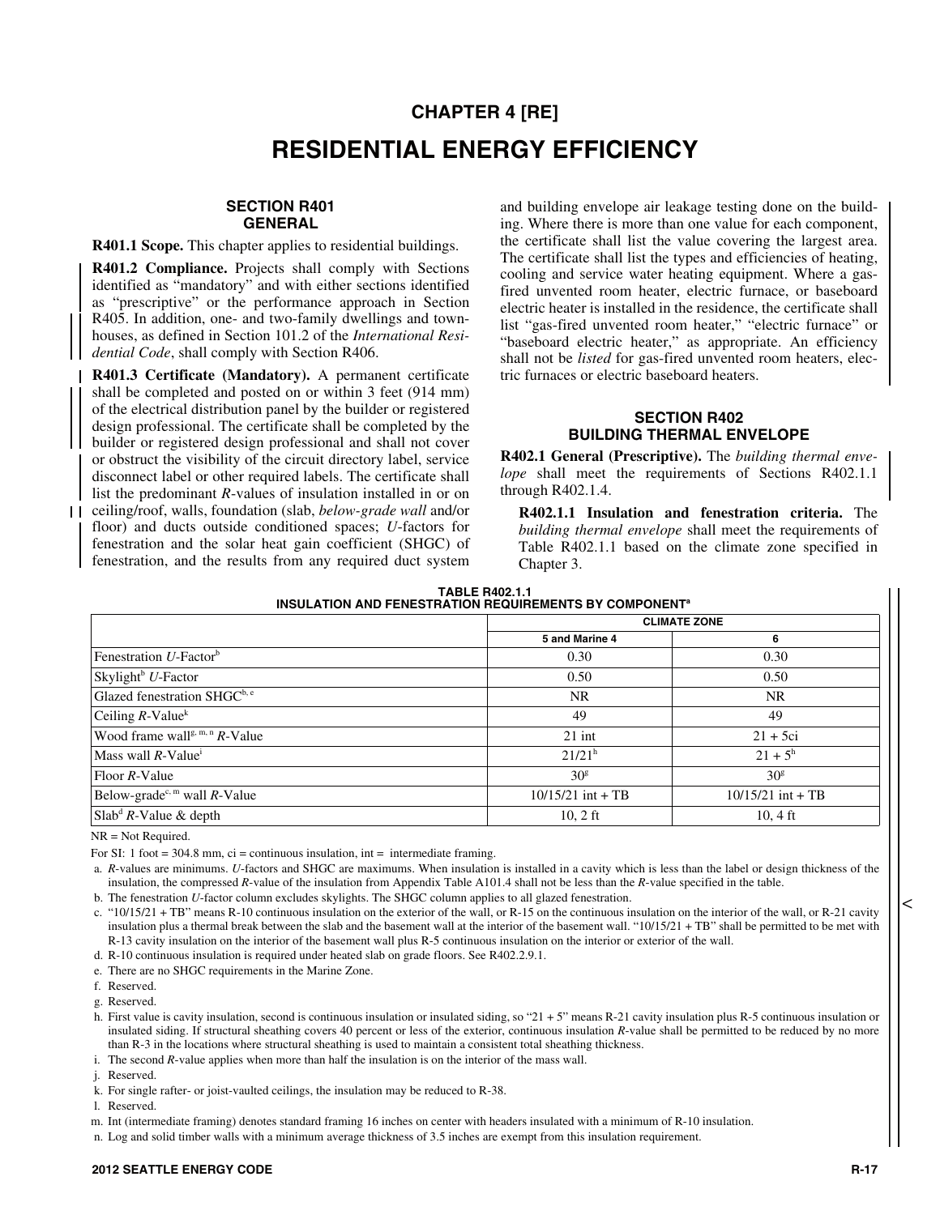# CHAPTER 4 [RE]

# RESIDENTIAL ENERGY EFFICIENCY

## SECTION R401 GENERAL

**R401.1 Scope.** This chapter applies to residential buildings.

**R401.2 Compliance.** Projects shall comply with Sections identified as "mandatory" and with either sections identified as "prescriptive" or the performance approach in Section R405. In addition, one- and two-family dwellings and townhouses, as defined in Section 101.2 of the *International Residential Code*, shall comply with Section R406.

**R401.3 Certificate (Mandatory).** A permanent certificate shall be completed and posted on or within 3 feet (914 mm) of the electrical distribution panel by the builder or registered design professional. The certificate shall be completed by the builder or registered design professional and shall not cover or obstruct the visibility of the circuit directory label, service disconnect label or other required labels. The certificate shall list the predominant *R*-values of insulation installed in or on ceiling/roof, walls, foundation (slab, *below-grade wall* and/or floor) and ducts outside conditioned spaces; *U*-factors for fenestration and the solar heat gain coefficient (SHGC) of fenestration, and the results from any required duct system and building envelope air leakage testing done on the building. Where there is more than one value for each component, the certificate shall list the value covering the largest area. The certificate shall list the types and efficiencies of heating, cooling and service water heating equipment. Where a gas-fired unvented room heater, electric furnace, or baseboard electric heater is installed in the residence, the certificate shall list "gas-fired unvented room heater," "electric furnace" or "baseboard electric heater," as appropriate. An efficiency shall not be *listed* for gas-fired unvented room heaters, electric furnaces or electric baseboard heaters.

## SECTION R402 BUILDING THERMAL ENVELOPE

**R402.1 General (Prescriptive).** The *building thermal envelope* shall meet the requirements of Sections R402.1.1 through R402.1.4.

**R402.1.1 Insulation and fenestration criteria.** The *building thermal envelope* shall meet the requirements of Table R402.1.1 based on the climate zone specified in Chapter 3.

**TABLE R402.1.1**
**INSULATION AND FENESTRATION REQUIREMENTS BY COMPONENT[a]**

| | CLIMATE ZONE | |
|---|---|---|
| | 5 and Marine 4 | 6 |
| Fenestration *U*-Factor[b] | 0.30 | 0.30 |
| Skylight[b] *U*-Factor | 0.50 | 0.50 |
| Glazed fenestration SHGC[b, e] | NR | NR |
| Ceiling *R*-Value[k] | 49 | 49 |
| Wood frame wall[g, m, n] *R*-Value | 21 int | 21 + 5ci |
| Mass wall *R*-Value[i] | 21/21[h] | 21 + 5[h] |
| Floor *R*-Value | 30[g] | 30[g] |
| Below-grade[c, m] wall *R*-Value | 10/15/21 int + TB | 10/15/21 int + TB |
| Slab[d] *R*-Value & depth | 10, 2 ft | 10, 4 ft |

NR = Not Required.

For SI: 1 foot = 304.8 mm, ci = continuous insulation, int = intermediate framing.

a. *R*-values are minimums. *U*-factors and SHGC are maximums. When insulation is installed in a cavity which is less than the label or design thickness of the insulation, the compressed *R*-value of the insulation from Appendix Table A101.4 shall not be less than the *R*-value specified in the table.

b. The fenestration *U*-factor column excludes skylights. The SHGC column applies to all glazed fenestration.

c. "10/15/21 + TB" means R-10 continuous insulation on the exterior of the wall, or R-15 on the continuous insulation on the interior of the wall, or R-21 cavity insulation plus a thermal break between the slab and the basement wall at the interior of the basement wall. "10/15/21 + TB" shall be permitted to be met with R-13 cavity insulation on the interior of the basement wall plus R-5 continuous insulation on the interior or exterior of the wall.

d. R-10 continuous insulation is required under heated slab on grade floors. See R402.2.9.1.

e. There are no SHGC requirements in the Marine Zone.

f. Reserved.

g. Reserved.

h. First value is cavity insulation, second is continuous insulation or insulated siding, so "21 + 5" means R-21 cavity insulation plus R-5 continuous insulation or insulated siding. If structural sheathing covers 40 percent or less of the exterior, continuous insulation *R*-value shall be permitted to be reduced by no more than R-3 in the locations where structural sheathing is used to maintain a consistent total sheathing thickness.

i. The second *R*-value applies when more than half the insulation is on the interior of the mass wall.

j. Reserved.

k. For single rafter- or joist-vaulted ceilings, the insulation may be reduced to R-38.

l. Reserved.

m. Int (intermediate framing) denotes standard framing 16 inches on center with headers insulated with a minimum of R-10 insulation.

n. Log and solid timber walls with a minimum average thickness of 3.5 inches are exempt from this insulation requirement.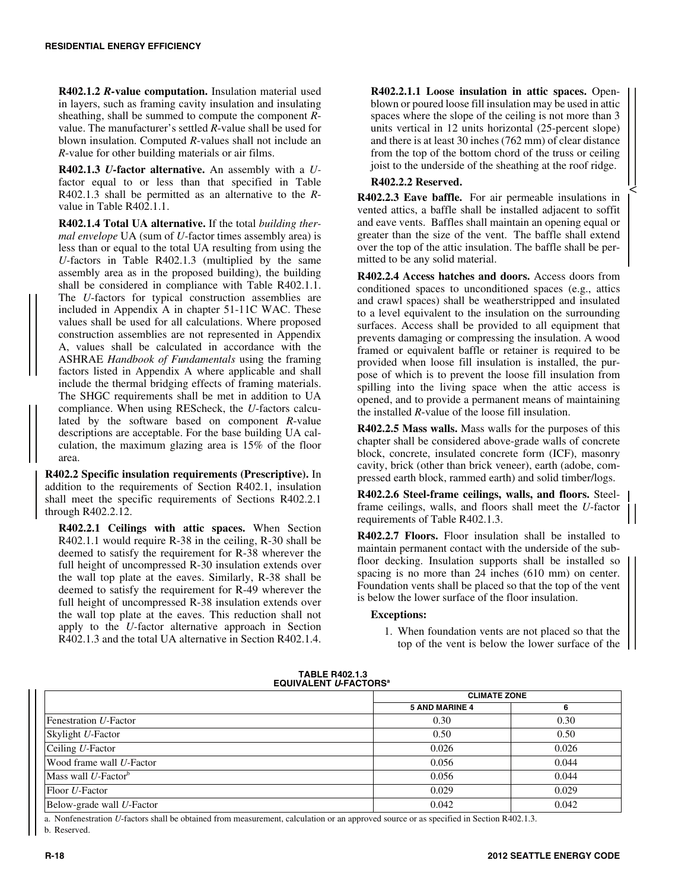**R402.1.2 *R*-value computation.** Insulation material used in layers, such as framing cavity insulation and insulating sheathing, shall be summed to compute the component *R*-value. The manufacturer's settled *R*-value shall be used for blown insulation. Computed *R*-values shall not include an *R*-value for other building materials or air films.

**R402.1.3 *U*-factor alternative.** An assembly with a *U*-factor equal to or less than that specified in Table R402.1.3 shall be permitted as an alternative to the *R*-value in Table R402.1.1.

**R402.1.4 Total UA alternative.** If the total *building thermal envelope* UA (sum of *U*-factor times assembly area) is less than or equal to the total UA resulting from using the *U*-factors in Table R402.1.3 (multiplied by the same assembly area as in the proposed building), the building shall be considered in compliance with Table R402.1.1. The *U*-factors for typical construction assemblies are included in Appendix A in chapter 51-11C WAC. These values shall be used for all calculations. Where proposed construction assemblies are not represented in Appendix A, values shall be calculated in accordance with the ASHRAE *Handbook of Fundamentals* using the framing factors listed in Appendix A where applicable and shall include the thermal bridging effects of framing materials. The SHGC requirements shall be met in addition to UA compliance. When using REScheck, the *U*-factors calculated by the software based on component *R*-value descriptions are acceptable. For the base building UA calculation, the maximum glazing area is 15% of the floor area.

**R402.2 Specific insulation requirements (Prescriptive).** In addition to the requirements of Section R402.1, insulation shall meet the specific requirements of Sections R402.2.1 through R402.2.12.

**R402.2.1 Ceilings with attic spaces.** When Section R402.1.1 would require R-38 in the ceiling, R-30 shall be deemed to satisfy the requirement for R-38 wherever the full height of uncompressed R-30 insulation extends over the wall top plate at the eaves. Similarly, R-38 shall be deemed to satisfy the requirement for R-49 wherever the full height of uncompressed R-38 insulation extends over the wall top plate at the eaves. This reduction shall not apply to the *U*-factor alternative approach in Section R402.1.3 and the total UA alternative in Section R402.1.4.

**R402.2.1.1 Loose insulation in attic spaces.** Open-blown or poured loose fill insulation may be used in attic spaces where the slope of the ceiling is not more than 3 units vertical in 12 units horizontal (25-percent slope) and there is at least 30 inches (762 mm) of clear distance from the top of the bottom chord of the truss or ceiling joist to the underside of the sheathing at the roof ridge.

**R402.2.2 Reserved.**

**R402.2.3 Eave baffle.** For air permeable insulations in vented attics, a baffle shall be installed adjacent to soffit and eave vents. Baffles shall maintain an opening equal or greater than the size of the vent. The baffle shall extend over the top of the attic insulation. The baffle shall be permitted to be any solid material.

**R402.2.4 Access hatches and doors.** Access doors from conditioned spaces to unconditioned spaces (e.g., attics and crawl spaces) shall be weatherstripped and insulated to a level equivalent to the insulation on the surrounding surfaces. Access shall be provided to all equipment that prevents damaging or compressing the insulation. A wood framed or equivalent baffle or retainer is required to be provided when loose fill insulation is installed, the purpose of which is to prevent the loose fill insulation from spilling into the living space when the attic access is opened, and to provide a permanent means of maintaining the installed *R*-value of the loose fill insulation.

**R402.2.5 Mass walls.** Mass walls for the purposes of this chapter shall be considered above-grade walls of concrete block, concrete, insulated concrete form (ICF), masonry cavity, brick (other than brick veneer), earth (adobe, compressed earth block, rammed earth) and solid timber/logs.

**R402.2.6 Steel-frame ceilings, walls, and floors.** Steel-frame ceilings, walls, and floors shall meet the *U*-factor requirements of Table R402.1.3.

**R402.2.7 Floors.** Floor insulation shall be installed to maintain permanent contact with the underside of the subfloor decking. Insulation supports shall be installed so spacing is no more than 24 inches (610 mm) on center. Foundation vents shall be placed so that the top of the vent is below the lower surface of the floor insulation.

**Exceptions:**

1. When foundation vents are not placed so that the top of the vent is below the lower surface of the

**TABLE R402.1.3**
**EQUIVALENT *U*-FACTORS[a]**

| | CLIMATE ZONE | |
|---|---|---|
| | 5 AND MARINE 4 | 6 |
| Fenestration *U*-Factor | 0.30 | 0.30 |
| Skylight *U*-Factor | 0.50 | 0.50 |
| Ceiling *U*-Factor | 0.026 | 0.026 |
| Wood frame wall *U*-Factor | 0.056 | 0.044 |
| Mass wall *U*-Factor[b] | 0.056 | 0.044 |
| Floor *U*-Factor | 0.029 | 0.029 |
| Below-grade wall *U*-Factor | 0.042 | 0.042 |

a. Nonfenestration *U*-factors shall be obtained from measurement, calculation or an approved source or as specified in Section R402.1.3.

b. Reserved.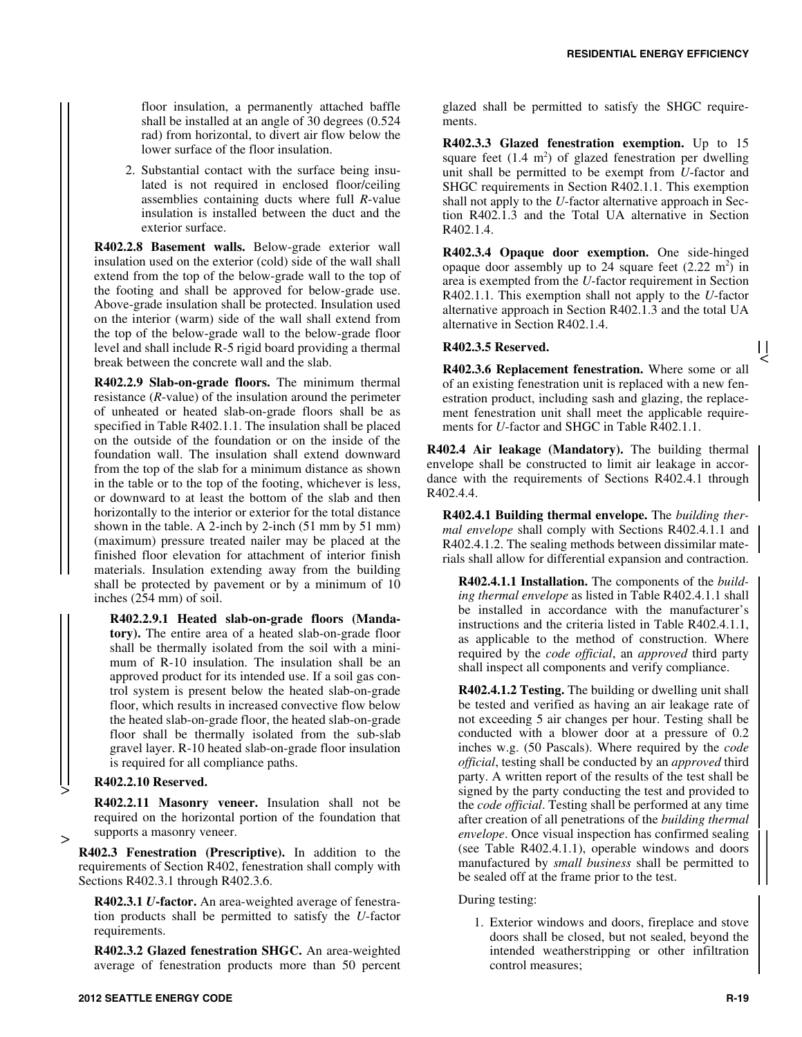floor insulation, a permanently attached baffle shall be installed at an angle of 30 degrees (0.524 rad) from horizontal, to divert air flow below the lower surface of the floor insulation.

2. Substantial contact with the surface being insulated is not required in enclosed floor/ceiling assemblies containing ducts where full *R*-value insulation is installed between the duct and the exterior surface.

**R402.2.8 Basement walls.** Below-grade exterior wall insulation used on the exterior (cold) side of the wall shall extend from the top of the below-grade wall to the top of the footing and shall be approved for below-grade use. Above-grade insulation shall be protected. Insulation used on the interior (warm) side of the wall shall extend from the top of the below-grade wall to the below-grade floor level and shall include R-5 rigid board providing a thermal break between the concrete wall and the slab.

**R402.2.9 Slab-on-grade floors.** The minimum thermal resistance (*R*-value) of the insulation around the perimeter of unheated or heated slab-on-grade floors shall be as specified in Table R402.1.1. The insulation shall be placed on the outside of the foundation or on the inside of the foundation wall. The insulation shall extend downward from the top of the slab for a minimum distance as shown in the table or to the top of the footing, whichever is less, or downward to at least the bottom of the slab and then horizontally to the interior or exterior for the total distance shown in the table. A 2-inch by 2-inch (51 mm by 51 mm) (maximum) pressure treated nailer may be placed at the finished floor elevation for attachment of interior finish materials. Insulation extending away from the building shall be protected by pavement or by a minimum of 10 inches (254 mm) of soil.

**R402.2.9.1 Heated slab-on-grade floors (Mandatory).** The entire area of a heated slab-on-grade floor shall be thermally isolated from the soil with a minimum of R-10 insulation. The insulation shall be an approved product for its intended use. If a soil gas control system is present below the heated slab-on-grade floor, which results in increased convective flow below the heated slab-on-grade floor, the heated slab-on-grade floor shall be thermally isolated from the sub-slab gravel layer. R-10 heated slab-on-grade floor insulation is required for all compliance paths.

**R402.2.10 Reserved.**

**R402.2.11 Masonry veneer.** Insulation shall not be required on the horizontal portion of the foundation that supports a masonry veneer.

**R402.3 Fenestration (Prescriptive).** In addition to the requirements of Section R402, fenestration shall comply with Sections R402.3.1 through R402.3.6.

**R402.3.1 *U*-factor.** An area-weighted average of fenestration products shall be permitted to satisfy the *U*-factor requirements.

**R402.3.2 Glazed fenestration SHGC.** An area-weighted average of fenestration products more than 50 percent glazed shall be permitted to satisfy the SHGC requirements.

**R402.3.3 Glazed fenestration exemption.** Up to 15 square feet (1.4 $m^2$) of glazed fenestration per dwelling unit shall be permitted to be exempt from *U*-factor and SHGC requirements in Section R402.1.1. This exemption shall not apply to the *U*-factor alternative approach in Section R402.1.3 and the Total UA alternative in Section R402.1.4.

**R402.3.4 Opaque door exemption.** One side-hinged opaque door assembly up to 24 square feet (2.22 $m^2$) in area is exempted from the *U*-factor requirement in Section R402.1.1. This exemption shall not apply to the *U*-factor alternative approach in Section R402.1.3 and the total UA alternative in Section R402.1.4.

**R402.3.5 Reserved.**

**R402.3.6 Replacement fenestration.** Where some or all of an existing fenestration unit is replaced with a new fenestration product, including sash and glazing, the replacement fenestration unit shall meet the applicable requirements for *U*-factor and SHGC in Table R402.1.1.

**R402.4 Air leakage (Mandatory).** The building thermal envelope shall be constructed to limit air leakage in accordance with the requirements of Sections R402.4.1 through R402.4.4.

**R402.4.1 Building thermal envelope.** The *building thermal envelope* shall comply with Sections R402.4.1.1 and R402.4.1.2. The sealing methods between dissimilar materials shall allow for differential expansion and contraction.

**R402.4.1.1 Installation.** The components of the *building thermal envelope* as listed in Table R402.4.1.1 shall be installed in accordance with the manufacturer's instructions and the criteria listed in Table R402.4.1.1, as applicable to the method of construction. Where required by the *code official*, an *approved* third party shall inspect all components and verify compliance.

**R402.4.1.2 Testing.** The building or dwelling unit shall be tested and verified as having an air leakage rate of not exceeding 5 air changes per hour. Testing shall be conducted with a blower door at a pressure of 0.2 inches w.g. (50 Pascals). Where required by the *code official*, testing shall be conducted by an *approved* third party. A written report of the results of the test shall be signed by the party conducting the test and provided to the *code official*. Testing shall be performed at any time after creation of all penetrations of the *building thermal envelope*. Once visual inspection has confirmed sealing (see Table R402.4.1.1), operable windows and doors manufactured by *small business* shall be permitted to be sealed off at the frame prior to the test.

During testing:

1. Exterior windows and doors, fireplace and stove doors shall be closed, but not sealed, beyond the intended weatherstripping or other infiltration control measures;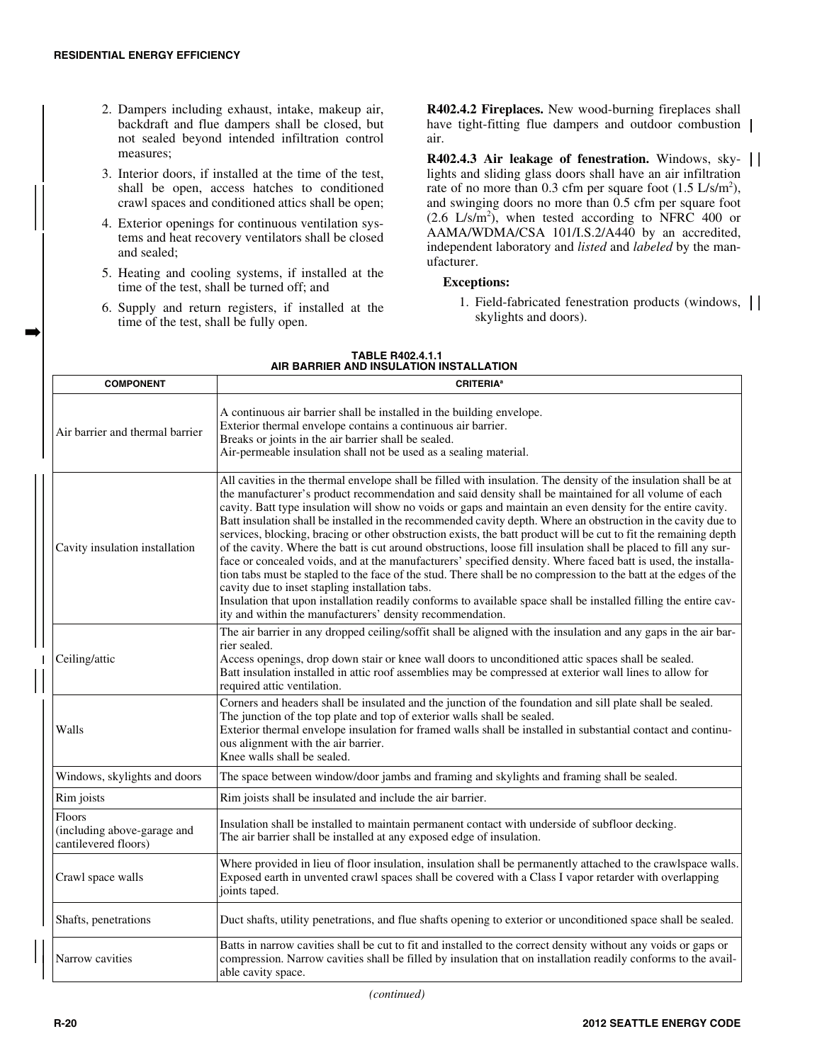2. Dampers including exhaust, intake, makeup air, backdraft and flue dampers shall be closed, but not sealed beyond intended infiltration control measures;
3. Interior doors, if installed at the time of the test, shall be open, access hatches to conditioned crawl spaces and conditioned attics shall be open;
4. Exterior openings for continuous ventilation systems and heat recovery ventilators shall be closed and sealed;
5. Heating and cooling systems, if installed at the time of the test, shall be turned off; and
6. Supply and return registers, if installed at the time of the test, shall be fully open.

**R402.4.2 Fireplaces.** New wood-burning fireplaces shall have tight-fitting flue dampers and outdoor combustion air.

**R402.4.3 Air leakage of fenestration.** Windows, skylights and sliding glass doors shall have an air infiltration rate of no more than 0.3 cfm per square foot (1.5 L/s/m$^2$), and swinging doors no more than 0.5 cfm per square foot (2.6 L/s/m$^2$), when tested according to NFRC 400 or AAMA/WDMA/CSA 101/I.S.2/A440 by an accredited, independent laboratory and *listed* and *labeled* by the manufacturer.

**Exceptions:**

1. Field-fabricated fenestration products (windows, skylights and doors).

**TABLE R402.4.1.1**
**AIR BARRIER AND INSULATION INSTALLATION**

| COMPONENT | CRITERIA[a] |
|---|---|
| Air barrier and thermal barrier | A continuous air barrier shall be installed in the building envelope. Exterior thermal envelope contains a continuous air barrier. Breaks or joints in the air barrier shall be sealed. Air-permeable insulation shall not be used as a sealing material. |
| Cavity insulation installation | All cavities in the thermal envelope shall be filled with insulation. The density of the insulation shall be at the manufacturer's product recommendation and said density shall be maintained for all volume of each cavity. Batt type insulation will show no voids or gaps and maintain an even density for the entire cavity. Batt insulation shall be installed in the recommended cavity depth. Where an obstruction in the cavity due to services, blocking, bracing or other obstruction exists, the batt product will be cut to fit the remaining depth of the cavity. Where the batt is cut around obstructions, loose fill insulation shall be placed to fill any surface or concealed voids, and at the manufacturers' specified density. Where faced batt is used, the installation tabs must be stapled to the face of the stud. There shall be no compression to the batt at the edges of the cavity due to inset stapling installation tabs. Insulation that upon installation readily conforms to available space shall be installed filling the entire cavity and within the manufacturers' density recommendation. |
| Ceiling/attic | The air barrier in any dropped ceiling/soffit shall be aligned with the insulation and any gaps in the air barrier sealed. Access openings, drop down stair or knee wall doors to unconditioned attic spaces shall be sealed. Batt insulation installed in attic roof assemblies may be compressed at exterior wall lines to allow for required attic ventilation. |
| Walls | Corners and headers shall be insulated and the junction of the foundation and sill plate shall be sealed. The junction of the top plate and top of exterior walls shall be sealed. Exterior thermal envelope insulation for framed walls shall be installed in substantial contact and continuous alignment with the air barrier. Knee walls shall be sealed. |
| Windows, skylights and doors | The space between window/door jambs and framing and skylights and framing shall be sealed. |
| Rim joists | Rim joists shall be insulated and include the air barrier. |
| Floors (including above-garage and cantilevered floors) | Insulation shall be installed to maintain permanent contact with underside of subfloor decking. The air barrier shall be installed at any exposed edge of insulation. |
| Crawl space walls | Where provided in lieu of floor insulation, insulation shall be permanently attached to the crawlspace walls. Exposed earth in unvented crawl spaces shall be covered with a Class I vapor retarder with overlapping joints taped. |
| Shafts, penetrations | Duct shafts, utility penetrations, and flue shafts opening to exterior or unconditioned space shall be sealed. |
| Narrow cavities | Batts in narrow cavities shall be cut to fit and installed to the correct density without any voids or gaps or compression. Narrow cavities shall be filled by insulation that on installation readily conforms to the available cavity space. |

*(continued)*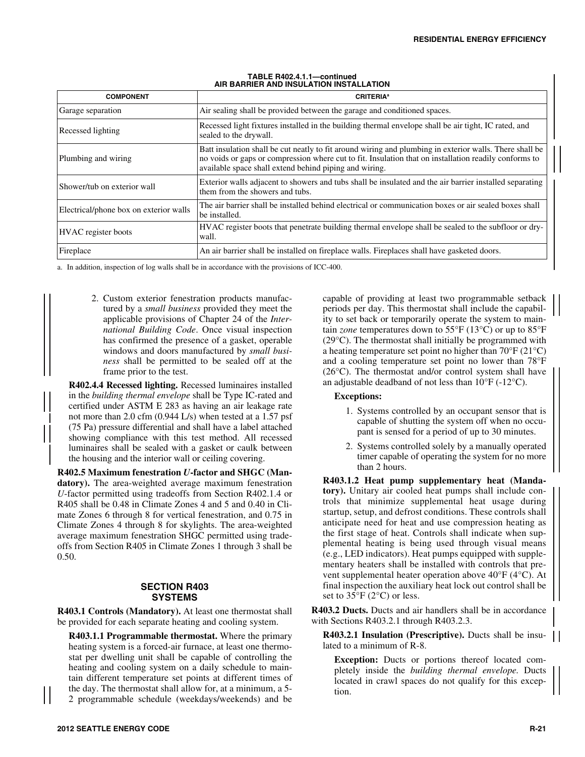**TABLE R402.4.1.1—continued**
**AIR BARRIER AND INSULATION INSTALLATION**

| COMPONENT | CRITERIA[a] |
|---|---|
| Garage separation | Air sealing shall be provided between the garage and conditioned spaces. |
| Recessed lighting | Recessed light fixtures installed in the building thermal envelope shall be air tight, IC rated, and sealed to the drywall. |
| Plumbing and wiring | Batt insulation shall be cut neatly to fit around wiring and plumbing in exterior walls. There shall be no voids or gaps or compression where cut to fit. Insulation that on installation readily conforms to available space shall extend behind piping and wiring. |
| Shower/tub on exterior wall | Exterior walls adjacent to showers and tubs shall be insulated and the air barrier installed separating them from the showers and tubs. |
| Electrical/phone box on exterior walls | The air barrier shall be installed behind electrical or communication boxes or air sealed boxes shall be installed. |
| HVAC register boots | HVAC register boots that penetrate building thermal envelope shall be sealed to the subfloor or drywall. |
| Fireplace | An air barrier shall be installed on fireplace walls. Fireplaces shall have gasketed doors. |

a. In addition, inspection of log walls shall be in accordance with the provisions of ICC-400.

2. Custom exterior fenestration products manufactured by a *small business* provided they meet the applicable provisions of Chapter 24 of the *International Building Code*. Once visual inspection has confirmed the presence of a gasket, operable windows and doors manufactured by *small business* shall be permitted to be sealed off at the frame prior to the test.

**R402.4.4 Recessed lighting.** Recessed luminaires installed in the *building thermal envelope* shall be Type IC-rated and certified under ASTM E 283 as having an air leakage rate not more than 2.0 cfm (0.944 L/s) when tested at a 1.57 psf (75 Pa) pressure differential and shall have a label attached showing compliance with this test method. All recessed luminaires shall be sealed with a gasket or caulk between the housing and the interior wall or ceiling covering.

**R402.5 Maximum fenestration *U*-factor and SHGC (Mandatory).** The area-weighted average maximum fenestration *U*-factor permitted using tradeoffs from Section R402.1.4 or R405 shall be 0.48 in Climate Zones 4 and 5 and 0.40 in Climate Zones 6 through 8 for vertical fenestration, and 0.75 in Climate Zones 4 through 8 for skylights. The area-weighted average maximum fenestration SHGC permitted using tradeoffs from Section R405 in Climate Zones 1 through 3 shall be 0.50.

## SECTION R403 SYSTEMS

**R403.1 Controls (Mandatory).** At least one thermostat shall be provided for each separate heating and cooling system.

**R403.1.1 Programmable thermostat.** Where the primary heating system is a forced-air furnace, at least one thermostat per dwelling unit shall be capable of controlling the heating and cooling system on a daily schedule to maintain different temperature set points at different times of the day. The thermostat shall allow for, at a minimum, a 5-2 programmable schedule (weekdays/weekends) and be capable of providing at least two programmable setback periods per day. This thermostat shall include the capability to set back or temporarily operate the system to maintain *zone* temperatures down to 55°F (13°C) or up to 85°F (29°C). The thermostat shall initially be programmed with a heating temperature set point no higher than 70°F (21°C) and a cooling temperature set point no lower than 78°F (26°C). The thermostat and/or control system shall have an adjustable deadband of not less than 10°F (-12°C).

**Exceptions:**

1. Systems controlled by an occupant sensor that is capable of shutting the system off when no occupant is sensed for a period of up to 30 minutes.
2. Systems controlled solely by a manually operated timer capable of operating the system for no more than 2 hours.

**R403.1.2 Heat pump supplementary heat (Mandatory).** Unitary air cooled heat pumps shall include controls that minimize supplemental heat usage during startup, setup, and defrost conditions. These controls shall anticipate need for heat and use compression heating as the first stage of heat. Controls shall indicate when supplemental heating is being used through visual means (e.g., LED indicators). Heat pumps equipped with supplementary heaters shall be installed with controls that prevent supplemental heater operation above 40°F (4°C). At final inspection the auxiliary heat lock out control shall be set to 35°F (2°C) or less.

**R403.2 Ducts.** Ducts and air handlers shall be in accordance with Sections R403.2.1 through R403.2.3.

**R403.2.1 Insulation (Prescriptive).** Ducts shall be insulated to a minimum of R-8.

**Exception:** Ducts or portions thereof located completely inside the *building thermal envelope*. Ducts located in crawl spaces do not qualify for this exception.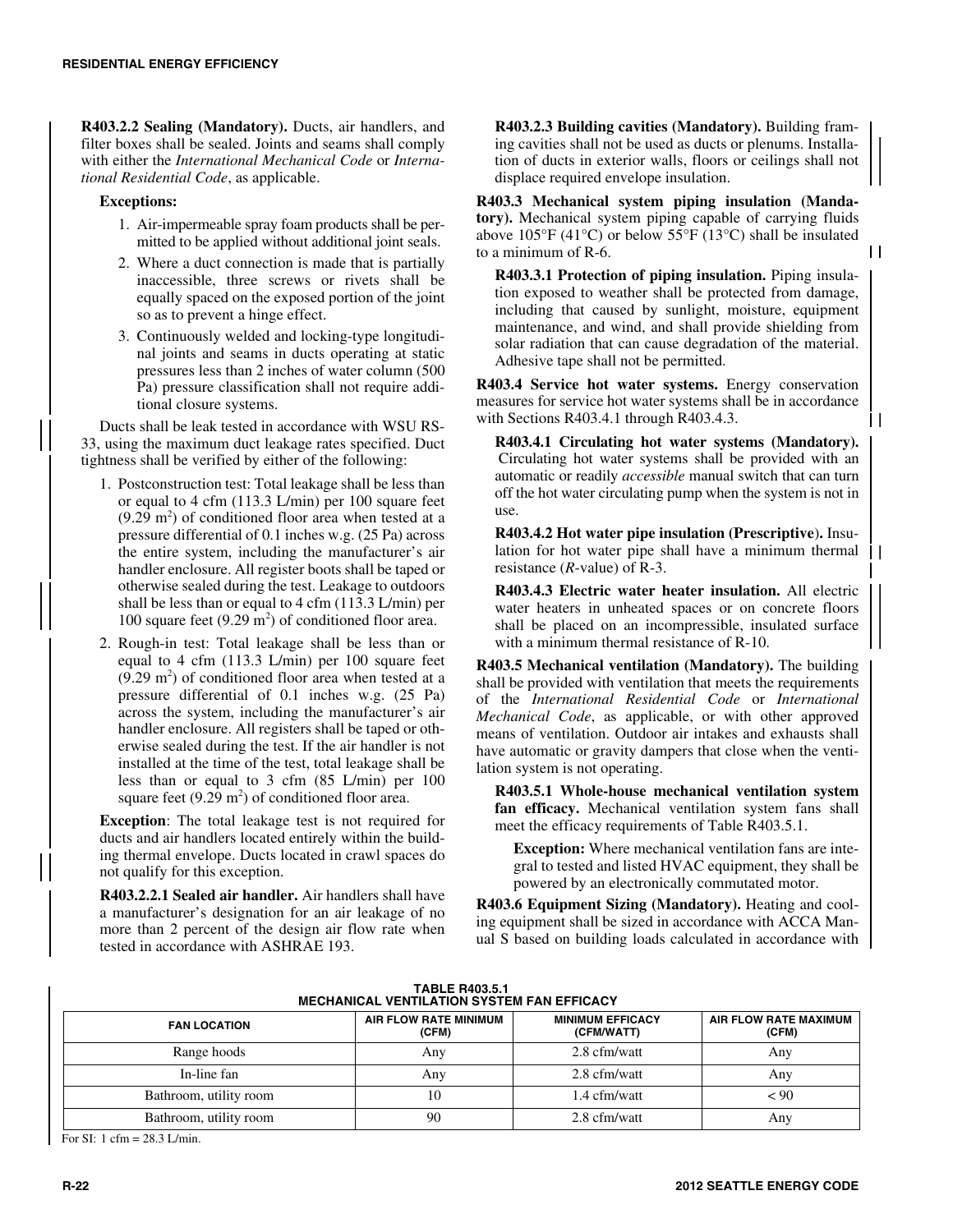**R403.2.2 Sealing (Mandatory).** Ducts, air handlers, and filter boxes shall be sealed. Joints and seams shall comply with either the *International Mechanical Code* or *International Residential Code*, as applicable.

**Exceptions:**

1. Air-impermeable spray foam products shall be permitted to be applied without additional joint seals.
2. Where a duct connection is made that is partially inaccessible, three screws or rivets shall be equally spaced on the exposed portion of the joint so as to prevent a hinge effect.
3. Continuously welded and locking-type longitudinal joints and seams in ducts operating at static pressures less than 2 inches of water column (500 Pa) pressure classification shall not require additional closure systems.

Ducts shall be leak tested in accordance with WSU RS-33, using the maximum duct leakage rates specified. Duct tightness shall be verified by either of the following:

1. Postconstruction test: Total leakage shall be less than or equal to 4 cfm (113.3 L/min) per 100 square feet (9.29 m$^2$) of conditioned floor area when tested at a pressure differential of 0.1 inches w.g. (25 Pa) across the entire system, including the manufacturer's air handler enclosure. All register boots shall be taped or otherwise sealed during the test. Leakage to outdoors shall be less than or equal to 4 cfm (113.3 L/min) per 100 square feet (9.29 m$^2$) of conditioned floor area.
2. Rough-in test: Total leakage shall be less than or equal to 4 cfm (113.3 L/min) per 100 square feet (9.29 m$^2$) of conditioned floor area when tested at a pressure differential of 0.1 inches w.g. (25 Pa) across the system, including the manufacturer's air handler enclosure. All registers shall be taped or otherwise sealed during the test. If the air handler is not installed at the time of the test, total leakage shall be less than or equal to 3 cfm (85 L/min) per 100 square feet (9.29 m$^2$) of conditioned floor area.

**Exception**: The total leakage test is not required for ducts and air handlers located entirely within the building thermal envelope. Ducts located in crawl spaces do not qualify for this exception.

**R403.2.2.1 Sealed air handler.** Air handlers shall have a manufacturer's designation for an air leakage of no more than 2 percent of the design air flow rate when tested in accordance with ASHRAE 193.

**R403.2.3 Building cavities (Mandatory).** Building framing cavities shall not be used as ducts or plenums. Installation of ducts in exterior walls, floors or ceilings shall not displace required envelope insulation.

**R403.3 Mechanical system piping insulation (Mandatory).** Mechanical system piping capable of carrying fluids above 105°F (41°C) or below 55°F (13°C) shall be insulated to a minimum of R-6.

**R403.3.1 Protection of piping insulation.** Piping insulation exposed to weather shall be protected from damage, including that caused by sunlight, moisture, equipment maintenance, and wind, and shall provide shielding from solar radiation that can cause degradation of the material. Adhesive tape shall not be permitted.

**R403.4 Service hot water systems.** Energy conservation measures for service hot water systems shall be in accordance with Sections R403.4.1 through R403.4.3.

**R403.4.1 Circulating hot water systems (Mandatory).** Circulating hot water systems shall be provided with an automatic or readily *accessible* manual switch that can turn off the hot water circulating pump when the system is not in use.

**R403.4.2 Hot water pipe insulation (Prescriptive).** Insulation for hot water pipe shall have a minimum thermal resistance (*R*-value) of R-3.

**R403.4.3 Electric water heater insulation.** All electric water heaters in unheated spaces or on concrete floors shall be placed on an incompressible, insulated surface with a minimum thermal resistance of R-10.

**R403.5 Mechanical ventilation (Mandatory).** The building shall be provided with ventilation that meets the requirements of the *International Residential Code* or *International Mechanical Code*, as applicable, or with other approved means of ventilation. Outdoor air intakes and exhausts shall have automatic or gravity dampers that close when the ventilation system is not operating.

**R403.5.1 Whole-house mechanical ventilation system fan efficacy.** Mechanical ventilation system fans shall meet the efficacy requirements of Table R403.5.1.

**Exception:** Where mechanical ventilation fans are integral to tested and listed HVAC equipment, they shall be powered by an electronically commutated motor.

**R403.6 Equipment Sizing (Mandatory).** Heating and cooling equipment shall be sized in accordance with ACCA Manual S based on building loads calculated in accordance with

**TABLE R403.5.1**
**MECHANICAL VENTILATION SYSTEM FAN EFFICACY**

| FAN LOCATION | AIR FLOW RATE MINIMUM (CFM) | MINIMUM EFFICACY (CFM/WATT) | AIR FLOW RATE MAXIMUM (CFM) |
|---|---|---|---|
| Range hoods | Any | 2.8 cfm/watt | Any |
| In-line fan | Any | 2.8 cfm/watt | Any |
| Bathroom, utility room | 10 | 1.4 cfm/watt | < 90 |
| Bathroom, utility room | 90 | 2.8 cfm/watt | Any |

For SI: 1 cfm = 28.3 L/min.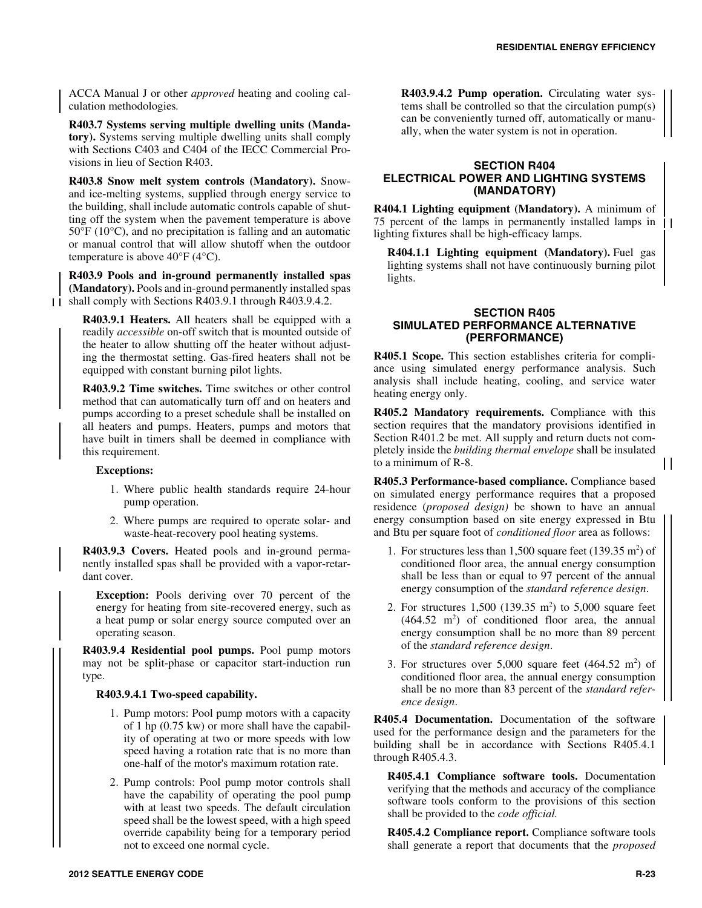ACCA Manual J or other *approved* heating and cooling calculation methodologies.

**R403.7 Systems serving multiple dwelling units (Mandatory).** Systems serving multiple dwelling units shall comply with Sections C403 and C404 of the IECC Commercial Provisions in lieu of Section R403.

**R403.8 Snow melt system controls (Mandatory).** Snow- and ice-melting systems, supplied through energy service to the building, shall include automatic controls capable of shutting off the system when the pavement temperature is above 50°F (10°C), and no precipitation is falling and an automatic or manual control that will allow shutoff when the outdoor temperature is above 40°F (4°C).

**R403.9 Pools and in-ground permanently installed spas (Mandatory).** Pools and in-ground permanently installed spas shall comply with Sections R403.9.1 through R403.9.4.2.

**R403.9.1 Heaters.** All heaters shall be equipped with a readily *accessible* on-off switch that is mounted outside of the heater to allow shutting off the heater without adjusting the thermostat setting. Gas-fired heaters shall not be equipped with constant burning pilot lights.

**R403.9.2 Time switches.** Time switches or other control method that can automatically turn off and on heaters and pumps according to a preset schedule shall be installed on all heaters and pumps. Heaters, pumps and motors that have built in timers shall be deemed in compliance with this requirement.

**Exceptions:**

1. Where public health standards require 24-hour pump operation.
2. Where pumps are required to operate solar- and waste-heat-recovery pool heating systems.

**R403.9.3 Covers.** Heated pools and in-ground permanently installed spas shall be provided with a vapor-retardant cover.

**Exception:** Pools deriving over 70 percent of the energy for heating from site-recovered energy, such as a heat pump or solar energy source computed over an operating season.

**R403.9.4 Residential pool pumps.** Pool pump motors may not be split-phase or capacitor start-induction run type.

**R403.9.4.1 Two-speed capability.**

1. Pump motors: Pool pump motors with a capacity of 1 hp (0.75 kw) or more shall have the capability of operating at two or more speeds with low speed having a rotation rate that is no more than one-half of the motor's maximum rotation rate.
2. Pump controls: Pool pump motor controls shall have the capability of operating the pool pump with at least two speeds. The default circulation speed shall be the lowest speed, with a high speed override capability being for a temporary period not to exceed one normal cycle.

**R403.9.4.2 Pump operation.** Circulating water systems shall be controlled so that the circulation pump(s) can be conveniently turned off, automatically or manually, when the water system is not in operation.

## SECTION R404 ELECTRICAL POWER AND LIGHTING SYSTEMS (MANDATORY)

**R404.1 Lighting equipment (Mandatory).** A minimum of 75 percent of the lamps in permanently installed lamps in lighting fixtures shall be high-efficacy lamps.

**R404.1.1 Lighting equipment (Mandatory).** Fuel gas lighting systems shall not have continuously burning pilot lights.

## SECTION R405 SIMULATED PERFORMANCE ALTERNATIVE (PERFORMANCE)

**R405.1 Scope.** This section establishes criteria for compliance using simulated energy performance analysis. Such analysis shall include heating, cooling, and service water heating energy only.

**R405.2 Mandatory requirements.** Compliance with this section requires that the mandatory provisions identified in Section R401.2 be met. All supply and return ducts not completely inside the *building thermal envelope* shall be insulated to a minimum of R-8.

**R405.3 Performance-based compliance.** Compliance based on simulated energy performance requires that a proposed residence (*proposed design)* be shown to have an annual energy consumption based on site energy expressed in Btu and Btu per square foot of *conditioned floor* area as follows:

1. For structures less than 1,500 square feet (139.35 m$^2$) of conditioned floor area, the annual energy consumption shall be less than or equal to 97 percent of the annual energy consumption of the *standard reference design*.
2. For structures 1,500 (139.35 m$^2$) to 5,000 square feet (464.52 m$^2$) of conditioned floor area, the annual energy consumption shall be no more than 89 percent of the *standard reference design*.
3. For structures over 5,000 square feet (464.52 m$^2$) of conditioned floor area, the annual energy consumption shall be no more than 83 percent of the *standard reference design*.

**R405.4 Documentation.** Documentation of the software used for the performance design and the parameters for the building shall be in accordance with Sections R405.4.1 through R405.4.3.

**R405.4.1 Compliance software tools.** Documentation verifying that the methods and accuracy of the compliance software tools conform to the provisions of this section shall be provided to the *code official.*

**R405.4.2 Compliance report.** Compliance software tools shall generate a report that documents that the *proposed*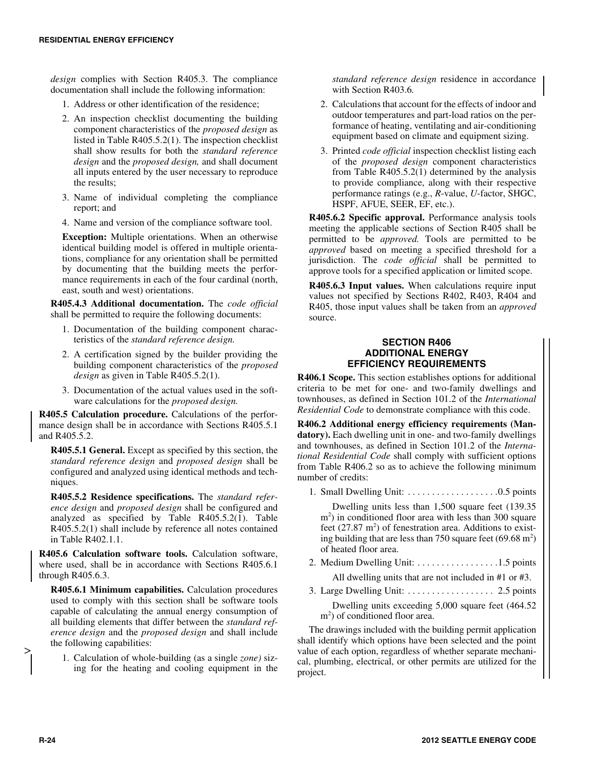*design* complies with Section R405.3. The compliance documentation shall include the following information:

1. Address or other identification of the residence;
2. An inspection checklist documenting the building component characteristics of the *proposed design* as listed in Table R405.5.2(1). The inspection checklist shall show results for both the *standard reference design* and the *proposed design,* and shall document all inputs entered by the user necessary to reproduce the results;
3. Name of individual completing the compliance report; and
4. Name and version of the compliance software tool.

**Exception:** Multiple orientations. When an otherwise identical building model is offered in multiple orientations, compliance for any orientation shall be permitted by documenting that the building meets the performance requirements in each of the four cardinal (north, east, south and west) orientations.

**R405.4.3 Additional documentation.** The *code official* shall be permitted to require the following documents:

1. Documentation of the building component characteristics of the *standard reference design.*
2. A certification signed by the builder providing the building component characteristics of the *proposed design* as given in Table R405.5.2(1).
3. Documentation of the actual values used in the software calculations for the *proposed design.*

**R405.5 Calculation procedure.** Calculations of the performance design shall be in accordance with Sections R405.5.1 and R405.5.2.

**R405.5.1 General.** Except as specified by this section, the *standard reference design* and *proposed design* shall be configured and analyzed using identical methods and techniques.

**R405.5.2 Residence specifications.** The *standard reference design* and *proposed design* shall be configured and analyzed as specified by Table R405.5.2(1). Table R405.5.2(1) shall include by reference all notes contained in Table R402.1.1.

**R405.6 Calculation software tools.** Calculation software, where used, shall be in accordance with Sections R405.6.1 through R405.6.3.

**R405.6.1 Minimum capabilities.** Calculation procedures used to comply with this section shall be software tools capable of calculating the annual energy consumption of all building elements that differ between the *standard reference design* and the *proposed design* and shall include the following capabilities:

1. Calculation of whole-building (as a single *zone)* sizing for the heating and cooling equipment in the *standard reference design* residence in accordance with Section R403.6*.*
2. Calculations that account for the effects of indoor and outdoor temperatures and part-load ratios on the performance of heating, ventilating and air-conditioning equipment based on climate and equipment sizing.
3. Printed *code official* inspection checklist listing each of the *proposed design* component characteristics from Table R405.5.2(1) determined by the analysis to provide compliance, along with their respective performance ratings (e.g., *R*-value, *U*-factor, SHGC, HSPF, AFUE, SEER, EF, etc.).

**R405.6.2 Specific approval.** Performance analysis tools meeting the applicable sections of Section R405 shall be permitted to be *approved.* Tools are permitted to be *approved* based on meeting a specified threshold for a jurisdiction. The *code official* shall be permitted to approve tools for a specified application or limited scope.

**R405.6.3 Input values.** When calculations require input values not specified by Sections R402, R403, R404 and R405, those input values shall be taken from an *approved* source.

## SECTION R406 ADDITIONAL ENERGY EFFICIENCY REQUIREMENTS

**R406.1 Scope.** This section establishes options for additional criteria to be met for one- and two-family dwellings and townhouses, as defined in Section 101.2 of the *International Residential Code* to demonstrate compliance with this code.

**R406.2 Additional energy efficiency requirements (Mandatory).** Each dwelling unit in one- and two-family dwellings and townhouses, as defined in Section 101.2 of the *International Residential Code* shall comply with sufficient options from Table R406.2 so as to achieve the following minimum number of credits:

1. Small Dwelling Unit: . . . . . . . . . . . . . . . . . . .0.5 points

   Dwelling units less than 1,500 square feet (139.35 $m^2$) in conditioned floor area with less than 300 square feet (27.87 $m^2$) of fenestration area. Additions to existing building that are less than 750 square feet (69.68 $m^2$) of heated floor area.

2. Medium Dwelling Unit: . . . . . . . . . . . . . . . . .1.5 points

   All dwelling units that are not included in #1 or #3.

3. Large Dwelling Unit: . . . . . . . . . . . . . . . . . . 2.5 points

   Dwelling units exceeding 5,000 square feet (464.52 $m^2$) of conditioned floor area.

The drawings included with the building permit application shall identify which options have been selected and the point value of each option, regardless of whether separate mechanical, plumbing, electrical, or other permits are utilized for the project.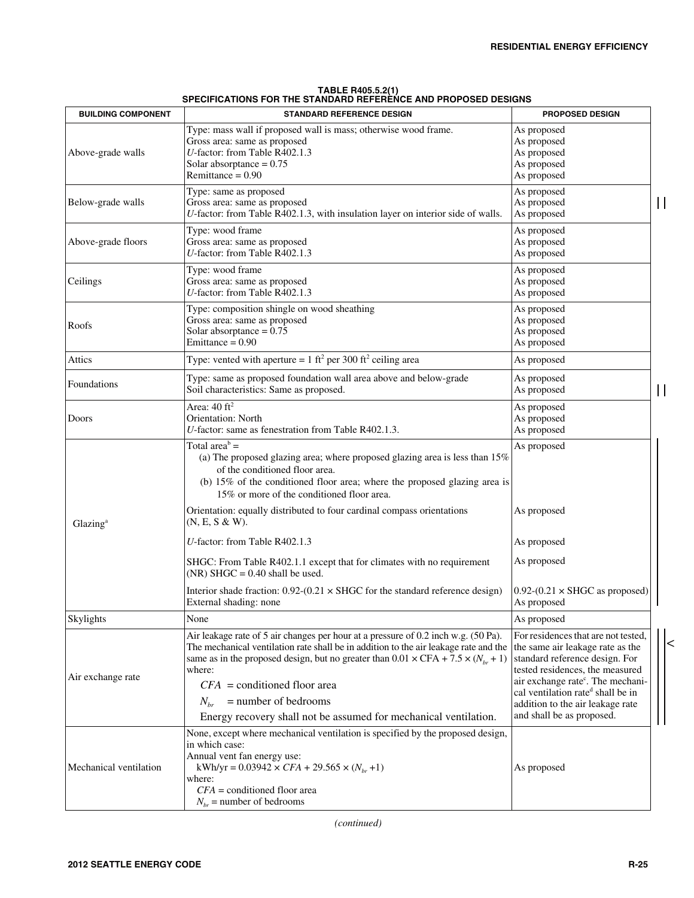**TABLE R405.5.2(1)**
**SPECIFICATIONS FOR THE STANDARD REFERENCE AND PROPOSED DESIGNS**

| BUILDING COMPONENT | STANDARD REFERENCE DESIGN | PROPOSED DESIGN |
|---|---|---|
| Above-grade walls | Type: mass wall if proposed wall is mass; otherwise wood frame.<br>Gross area: same as proposed<br>*U*-factor: from Table R402.1.3<br>Solar absorptance = 0.75<br>Remittance = 0.90 | As proposed<br>As proposed<br>As proposed<br>As proposed<br>As proposed |
| Below-grade walls | Type: same as proposed<br>Gross area: same as proposed<br>*U*-factor: from Table R402.1.3, with insulation layer on interior side of walls. | As proposed<br>As proposed<br>As proposed |
| Above-grade floors | Type: wood frame<br>Gross area: same as proposed<br>*U*-factor: from Table R402.1.3 | As proposed<br>As proposed<br>As proposed |
| Ceilings | Type: wood frame<br>Gross area: same as proposed<br>*U*-factor: from Table R402.1.3 | As proposed<br>As proposed<br>As proposed |
| Roofs | Type: composition shingle on wood sheathing<br>Gross area: same as proposed<br>Solar absorptance = 0.75<br>Emittance = 0.90 | As proposed<br>As proposed<br>As proposed<br>As proposed |
| Attics | Type: vented with aperture = 1 ft$^2$ per 300 ft$^2$ ceiling area | As proposed |
| Foundations | Type: same as proposed foundation wall area above and below-grade<br>Soil characteristics: Same as proposed. | As proposed<br>As proposed |
| Doors | Area: 40 ft$^2$<br>Orientation: North<br>*U*-factor: same as fenestration from Table R402.1.3. | As proposed<br>As proposed<br>As proposed |
| Glazing[a] | Total area[b] =<br>(a) The proposed glazing area; where proposed glazing area is less than 15% of the conditioned floor area.<br>(b) 15% of the conditioned floor area; where the proposed glazing area is 15% or more of the conditioned floor area. | As proposed |
| | Orientation: equally distributed to four cardinal compass orientations (N, E, S & W). | As proposed |
| | *U*-factor: from Table R402.1.3 | As proposed |
| | SHGC: From Table R402.1.1 except that for climates with no requirement (NR) SHGC = 0.40 shall be used. | As proposed |
| | Interior shade fraction: 0.92-(0.21 × SHGC for the standard reference design)<br>External shading: none | 0.92-(0.21 × SHGC as proposed)<br>As proposed |
| Skylights | None | As proposed |
| Air exchange rate | Air leakage rate of 5 air changes per hour at a pressure of 0.2 inch w.g. (50 Pa). The mechanical ventilation rate shall be in addition to the air leakage rate and the same as in the proposed design, but no greater than $0.01 \times CFA + 7.5 \times (N_{br} + 1)$ where:<br>$CFA$ = conditioned floor area<br>$N_{br}$ = number of bedrooms<br>Energy recovery shall not be assumed for mechanical ventilation. | For residences that are not tested, the same air leakage rate as the standard reference design. For tested residences, the measured air exchange rate[c]. The mechanical ventilation rate[d] shall be in addition to the air leakage rate and shall be as proposed. |
| Mechanical ventilation | None, except where mechanical ventilation is specified by the proposed design, in which case:<br>Annual vent fan energy use:<br>$\text{kWh/yr} = 0.03942 \times CFA + 29.565 \times (N_{br} + 1)$<br>where:<br>$CFA$ = conditioned floor area<br>$N_{br}$ = number of bedrooms | As proposed |

*(continued)*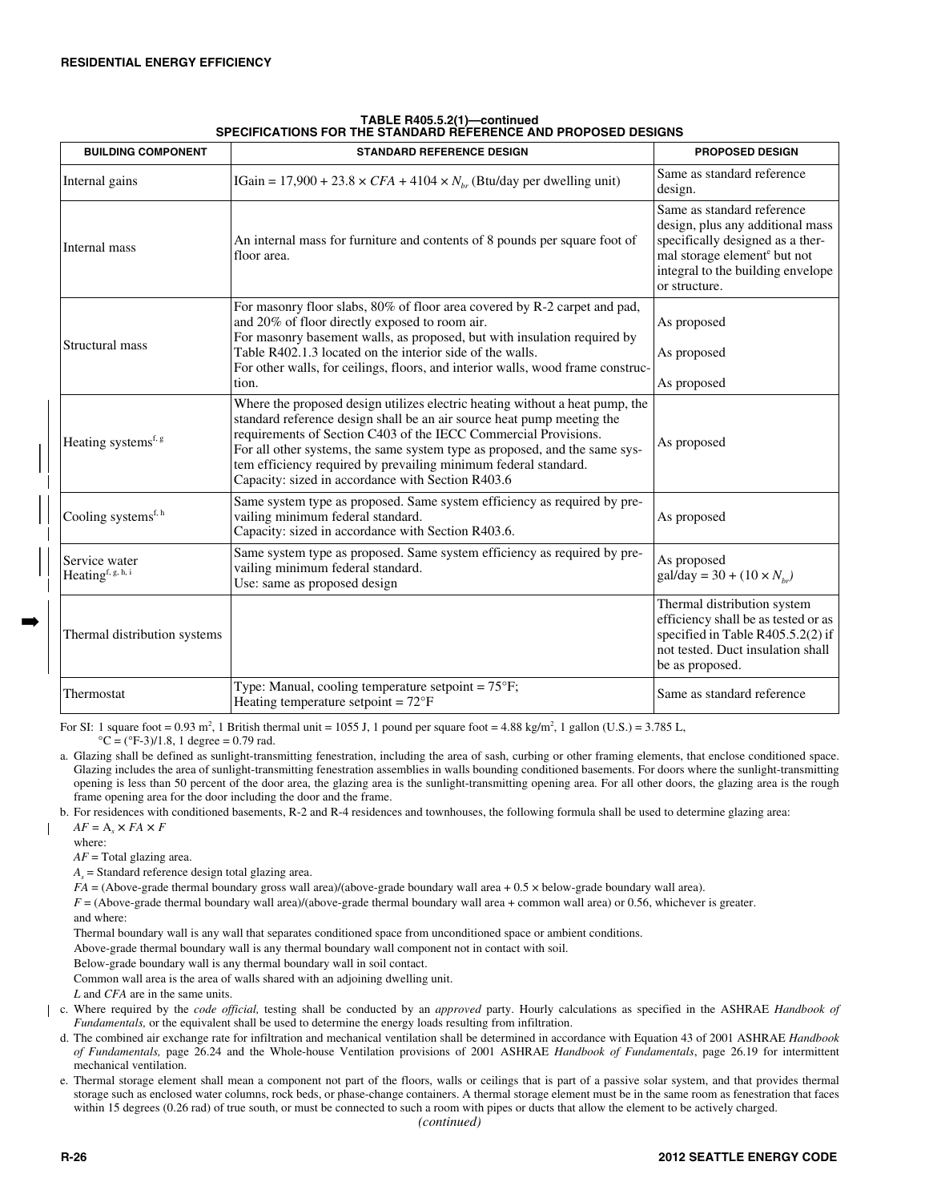**TABLE R405.5.2(1)—continued**
**SPECIFICATIONS FOR THE STANDARD REFERENCE AND PROPOSED DESIGNS**

| BUILDING COMPONENT | STANDARD REFERENCE DESIGN | PROPOSED DESIGN |
|---|---|---|
| Internal gains | IGain = 17,900 + 23.8 × $CFA$ + 4104 × $N_{br}$ (Btu/day per dwelling unit) | Same as standard reference design. |
| Internal mass | An internal mass for furniture and contents of 8 pounds per square foot of floor area. | Same as standard reference design, plus any additional mass specifically designed as a thermal storage element[e] but not integral to the building envelope or structure. |
| Structural mass | For masonry floor slabs, 80% of floor area covered by R-2 carpet and pad, and 20% of floor directly exposed to room air.<br>For masonry basement walls, as proposed, but with insulation required by Table R402.1.3 located on the interior side of the walls.<br>For other walls, for ceilings, floors, and interior walls, wood frame construction. | As proposed<br>As proposed<br>As proposed |
| Heating systems[f, g] | Where the proposed design utilizes electric heating without a heat pump, the standard reference design shall be an air source heat pump meeting the requirements of Section C403 of the IECC Commercial Provisions.<br>For all other systems, the same system type as proposed, and the same system efficiency required by prevailing minimum federal standard.<br>Capacity: sized in accordance with Section R403.6 | As proposed |
| Cooling systems[f, h] | Same system type as proposed. Same system efficiency as required by prevailing minimum federal standard.<br>Capacity: sized in accordance with Section R403.6. | As proposed |
| Service water Heating[f, g, h, i] | Same system type as proposed. Same system efficiency as required by prevailing minimum federal standard.<br>Use: same as proposed design | As proposed<br>gal/day = 30 + (10 × $N_{br}$) |
| Thermal distribution systems | | Thermal distribution system efficiency shall be as tested or as specified in Table R405.5.2(2) if not tested. Duct insulation shall be as proposed. |
| Thermostat | Type: Manual, cooling temperature setpoint = 75°F;<br>Heating temperature setpoint = 72°F | Same as standard reference |

For SI: 1 square foot = 0.93 m², 1 British thermal unit = 1055 J, 1 pound per square foot = 4.88 kg/m², 1 gallon (U.S.) = 3.785 L, °C = (°F-3)/1.8, 1 degree = 0.79 rad.

a. Glazing shall be defined as sunlight-transmitting fenestration, including the area of sash, curbing or other framing elements, that enclose conditioned space. Glazing includes the area of sunlight-transmitting fenestration assemblies in walls bounding conditioned basements. For doors where the sunlight-transmitting opening is less than 50 percent of the door area, the glazing area is the sunlight-transmitting opening area. For all other doors, the glazing area is the rough frame opening area for the door including the door and the frame.

b. For residences with conditioned basements, R-2 and R-4 residences and townhouses, the following formula shall be used to determine glazing area:

$AF = A_s \times FA \times F$

where:

$AF$ = Total glazing area.

$A_s$ = Standard reference design total glazing area.

$FA$ = (Above-grade thermal boundary gross wall area)/(above-grade boundary wall area + 0.5 × below-grade boundary wall area).

$F$ = (Above-grade thermal boundary wall area)/(above-grade thermal boundary wall area + common wall area) or 0.56, whichever is greater.

and where:

Thermal boundary wall is any wall that separates conditioned space from unconditioned space or ambient conditions.

Above-grade thermal boundary wall is any thermal boundary wall component not in contact with soil.

Below-grade boundary wall is any thermal boundary wall in soil contact.

Common wall area is the area of walls shared with an adjoining dwelling unit.

$L$ and $CFA$ are in the same units.

c. Where required by the *code official,* testing shall be conducted by an *approved* party. Hourly calculations as specified in the ASHRAE *Handbook of Fundamentals,* or the equivalent shall be used to determine the energy loads resulting from infiltration.

d. The combined air exchange rate for infiltration and mechanical ventilation shall be determined in accordance with Equation 43 of 2001 ASHRAE *Handbook of Fundamentals,* page 26.24 and the Whole-house Ventilation provisions of 2001 ASHRAE *Handbook of Fundamentals*, page 26.19 for intermittent mechanical ventilation.

e. Thermal storage element shall mean a component not part of the floors, walls or ceilings that is part of a passive solar system, and that provides thermal storage such as enclosed water columns, rock beds, or phase-change containers. A thermal storage element must be in the same room as fenestration that faces within 15 degrees (0.26 rad) of true south, or must be connected to such a room with pipes or ducts that allow the element to be actively charged.

*(continued)*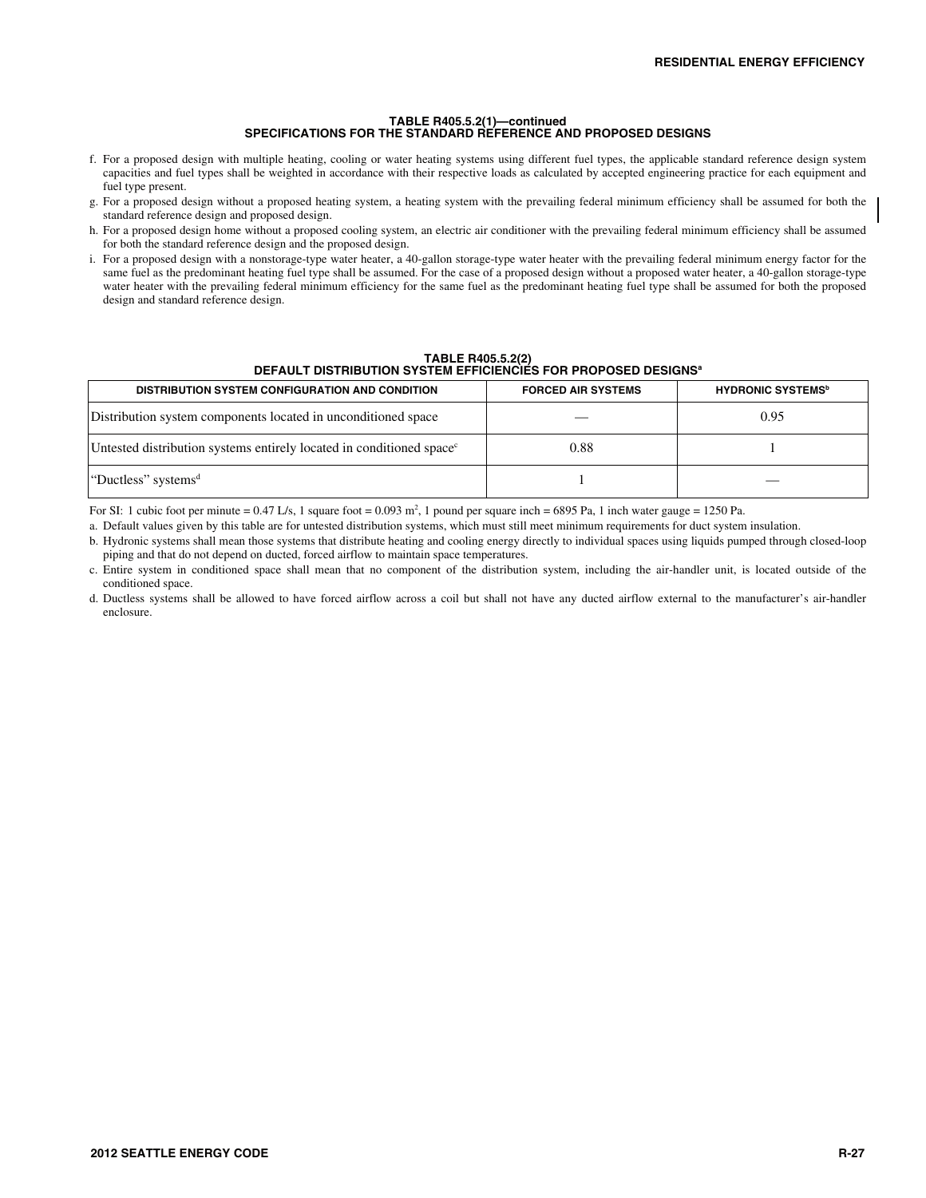### TABLE R405.5.2(1)—continued
### SPECIFICATIONS FOR THE STANDARD REFERENCE AND PROPOSED DESIGNS

f. For a proposed design with multiple heating, cooling or water heating systems using different fuel types, the applicable standard reference design system capacities and fuel types shall be weighted in accordance with their respective loads as calculated by accepted engineering practice for each equipment and fuel type present.

g. For a proposed design without a proposed heating system, a heating system with the prevailing federal minimum efficiency shall be assumed for both the standard reference design and proposed design.

h. For a proposed design home without a proposed cooling system, an electric air conditioner with the prevailing federal minimum efficiency shall be assumed for both the standard reference design and the proposed design.

i. For a proposed design with a nonstorage-type water heater, a 40-gallon storage-type water heater with the prevailing federal minimum energy factor for the same fuel as the predominant heating fuel type shall be assumed. For the case of a proposed design without a proposed water heater, a 40-gallon storage-type water heater with the prevailing federal minimum efficiency for the same fuel as the predominant heating fuel type shall be assumed for both the proposed design and standard reference design.

### TABLE R405.5.2(2)
### DEFAULT DISTRIBUTION SYSTEM EFFICIENCIES FOR PROPOSED DESIGNS[a]

| DISTRIBUTION SYSTEM CONFIGURATION AND CONDITION | FORCED AIR SYSTEMS | HYDRONIC SYSTEMS[b] |
|---|---|---|
| Distribution system components located in unconditioned space | — | 0.95 |
| Untested distribution systems entirely located in conditioned space[c] | 0.88 | 1 |
| "Ductless" systems[d] | 1 | — |

For SI: 1 cubic foot per minute = 0.47 L/s, 1 square foot = 0.093 $m^2$, 1 pound per square inch = 6895 Pa, 1 inch water gauge = 1250 Pa.

a. Default values given by this table are for untested distribution systems, which must still meet minimum requirements for duct system insulation.

b. Hydronic systems shall mean those systems that distribute heating and cooling energy directly to individual spaces using liquids pumped through closed-loop piping and that do not depend on ducted, forced airflow to maintain space temperatures.

c. Entire system in conditioned space shall mean that no component of the distribution system, including the air-handler unit, is located outside of the conditioned space.

d. Ductless systems shall be allowed to have forced airflow across a coil but shall not have any ducted airflow external to the manufacturer's air-handler enclosure.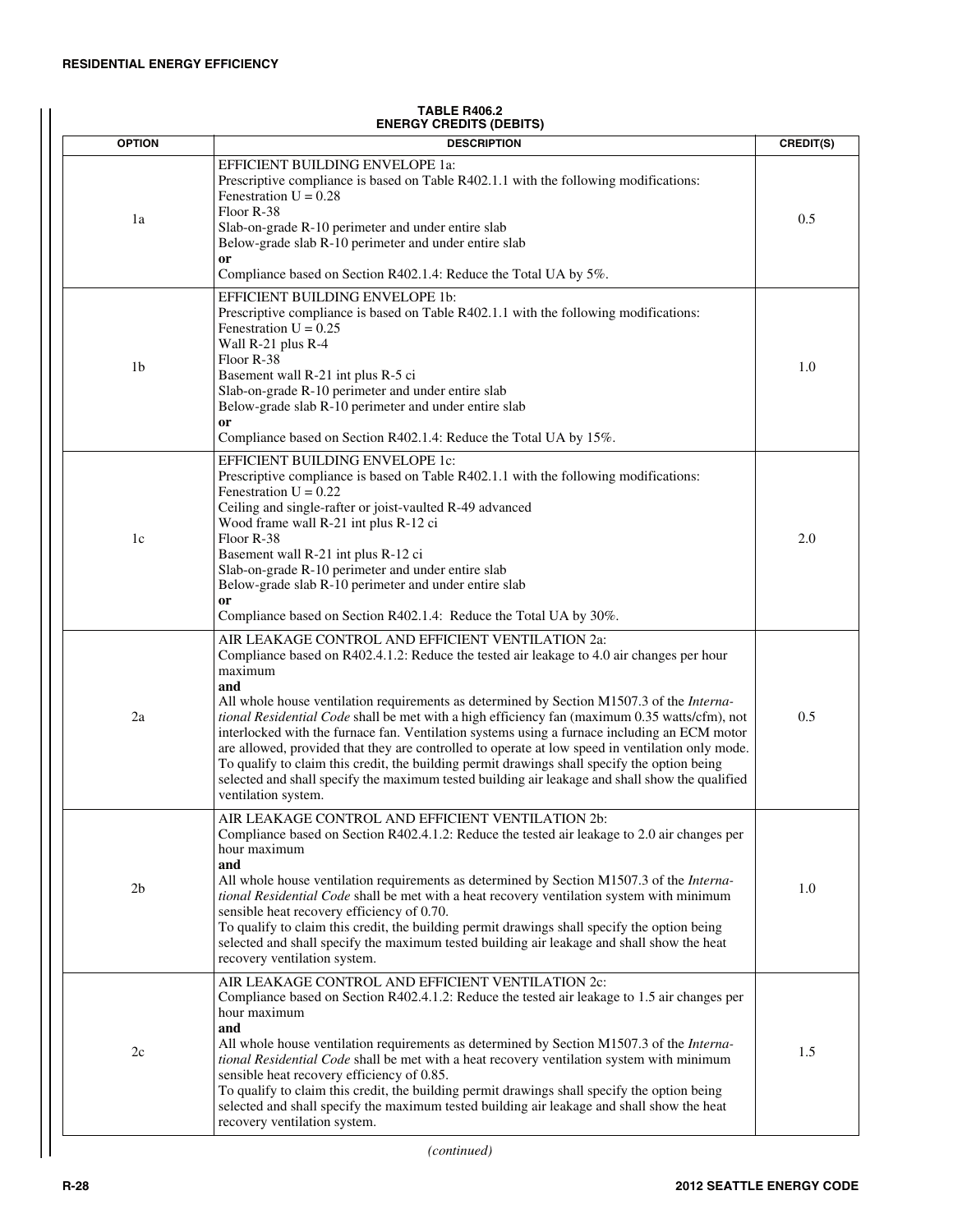**TABLE R406.2**
**ENERGY CREDITS (DEBITS)**

| OPTION | DESCRIPTION | CREDIT(S) |
|---|---|---|
| 1a | EFFICIENT BUILDING ENVELOPE 1a:<br>Prescriptive compliance is based on Table R402.1.1 with the following modifications:<br>Fenestration U = 0.28<br>Floor R-38<br>Slab-on-grade R-10 perimeter and under entire slab<br>Below-grade slab R-10 perimeter and under entire slab<br>**or**<br>Compliance based on Section R402.1.4: Reduce the Total UA by 5%. | 0.5 |
| 1b | EFFICIENT BUILDING ENVELOPE 1b:<br>Prescriptive compliance is based on Table R402.1.1 with the following modifications:<br>Fenestration U = 0.25<br>Wall R-21 plus R-4<br>Floor R-38<br>Basement wall R-21 int plus R-5 ci<br>Slab-on-grade R-10 perimeter and under entire slab<br>Below-grade slab R-10 perimeter and under entire slab<br>**or**<br>Compliance based on Section R402.1.4: Reduce the Total UA by 15%. | 1.0 |
| 1c | EFFICIENT BUILDING ENVELOPE 1c:<br>Prescriptive compliance is based on Table R402.1.1 with the following modifications:<br>Fenestration U = 0.22<br>Ceiling and single-rafter or joist-vaulted R-49 advanced<br>Wood frame wall R-21 int plus R-12 ci<br>Floor R-38<br>Basement wall R-21 int plus R-12 ci<br>Slab-on-grade R-10 perimeter and under entire slab<br>Below-grade slab R-10 perimeter and under entire slab<br>**or**<br>Compliance based on Section R402.1.4: Reduce the Total UA by 30%. | 2.0 |
| 2a | AIR LEAKAGE CONTROL AND EFFICIENT VENTILATION 2a:<br>Compliance based on R402.4.1.2: Reduce the tested air leakage to 4.0 air changes per hour maximum<br>**and**<br>All whole house ventilation requirements as determined by Section M1507.3 of the *International Residential Code* shall be met with a high efficiency fan (maximum 0.35 watts/cfm), not interlocked with the furnace fan. Ventilation systems using a furnace including an ECM motor are allowed, provided that they are controlled to operate at low speed in ventilation only mode.<br>To qualify to claim this credit, the building permit drawings shall specify the option being selected and shall specify the maximum tested building air leakage and shall show the qualified ventilation system. | 0.5 |
| 2b | AIR LEAKAGE CONTROL AND EFFICIENT VENTILATION 2b:<br>Compliance based on Section R402.4.1.2: Reduce the tested air leakage to 2.0 air changes per hour maximum<br>**and**<br>All whole house ventilation requirements as determined by Section M1507.3 of the *International Residential Code* shall be met with a heat recovery ventilation system with minimum sensible heat recovery efficiency of 0.70.<br>To qualify to claim this credit, the building permit drawings shall specify the option being selected and shall specify the maximum tested building air leakage and shall show the heat recovery ventilation system. | 1.0 |
| 2c | AIR LEAKAGE CONTROL AND EFFICIENT VENTILATION 2c:<br>Compliance based on Section R402.4.1.2: Reduce the tested air leakage to 1.5 air changes per hour maximum<br>**and**<br>All whole house ventilation requirements as determined by Section M1507.3 of the *International Residential Code* shall be met with a heat recovery ventilation system with minimum sensible heat recovery efficiency of 0.85.<br>To qualify to claim this credit, the building permit drawings shall specify the option being selected and shall specify the maximum tested building air leakage and shall show the heat recovery ventilation system. | 1.5 |

*(continued)*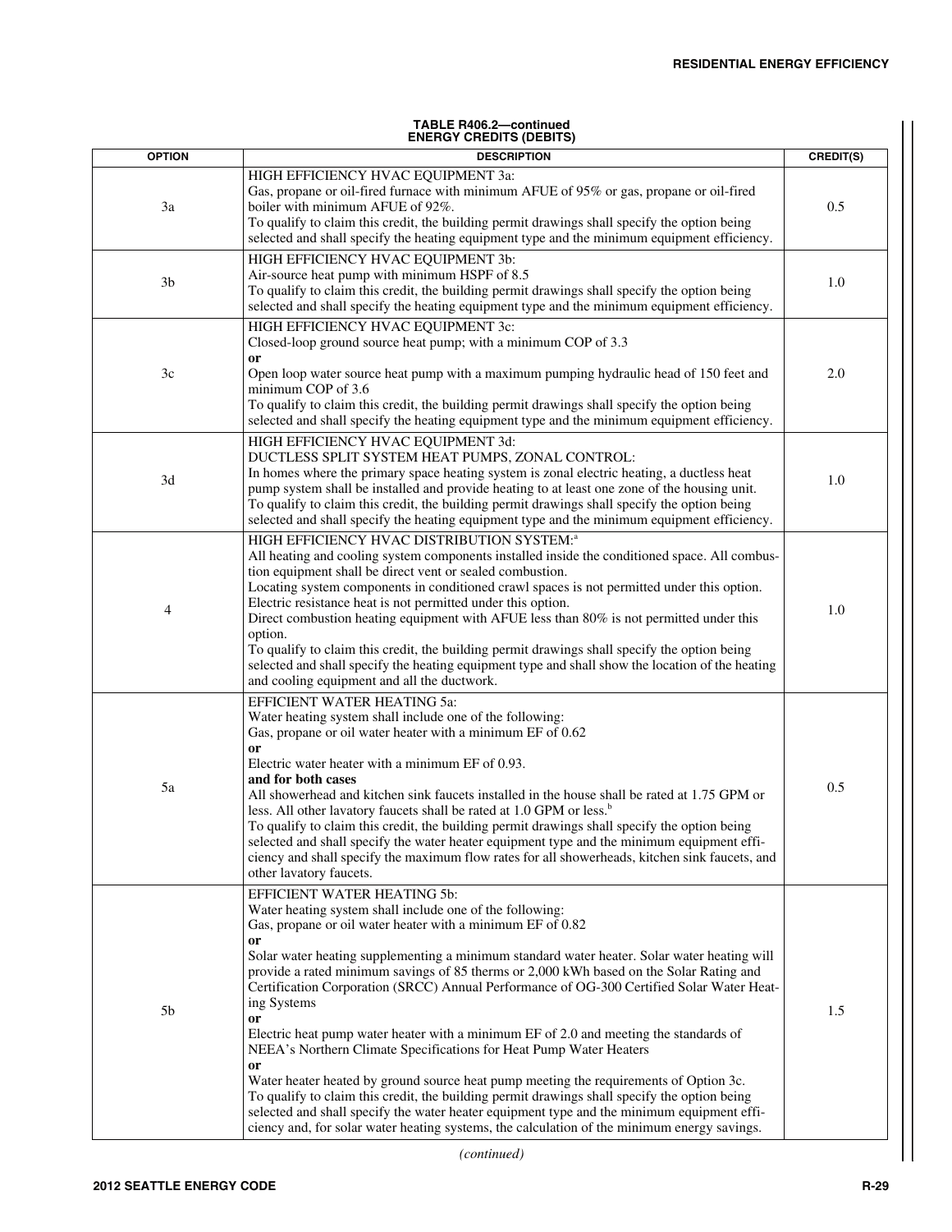**TABLE R406.2—continued**
**ENERGY CREDITS (DEBITS)**

| OPTION | DESCRIPTION | CREDIT(S) |
|---|---|---|
| 3a | HIGH EFFICIENCY HVAC EQUIPMENT 3a:<br>Gas, propane or oil-fired furnace with minimum AFUE of 95% or gas, propane or oil-fired boiler with minimum AFUE of 92%.<br>To qualify to claim this credit, the building permit drawings shall specify the option being selected and shall specify the heating equipment type and the minimum equipment efficiency. | 0.5 |
| 3b | HIGH EFFICIENCY HVAC EQUIPMENT 3b:<br>Air-source heat pump with minimum HSPF of 8.5<br>To qualify to claim this credit, the building permit drawings shall specify the option being selected and shall specify the heating equipment type and the minimum equipment efficiency. | 1.0 |
| 3c | HIGH EFFICIENCY HVAC EQUIPMENT 3c:<br>Closed-loop ground source heat pump; with a minimum COP of 3.3<br>**or**<br>Open loop water source heat pump with a maximum pumping hydraulic head of 150 feet and minimum COP of 3.6<br>To qualify to claim this credit, the building permit drawings shall specify the option being selected and shall specify the heating equipment type and the minimum equipment efficiency. | 2.0 |
| 3d | HIGH EFFICIENCY HVAC EQUIPMENT 3d:<br>DUCTLESS SPLIT SYSTEM HEAT PUMPS, ZONAL CONTROL:<br>In homes where the primary space heating system is zonal electric heating, a ductless heat pump system shall be installed and provide heating to at least one zone of the housing unit.<br>To qualify to claim this credit, the building permit drawings shall specify the option being selected and shall specify the heating equipment type and the minimum equipment efficiency. | 1.0 |
| 4 | HIGH EFFICIENCY HVAC DISTRIBUTION SYSTEM:[a]<br>All heating and cooling system components installed inside the conditioned space. All combustion equipment shall be direct vent or sealed combustion.<br>Locating system components in conditioned crawl spaces is not permitted under this option.<br>Electric resistance heat is not permitted under this option.<br>Direct combustion heating equipment with AFUE less than 80% is not permitted under this option.<br>To qualify to claim this credit, the building permit drawings shall specify the option being selected and shall specify the heating equipment type and shall show the location of the heating and cooling equipment and all the ductwork. | 1.0 |
| 5a | EFFICIENT WATER HEATING 5a:<br>Water heating system shall include one of the following:<br>Gas, propane or oil water heater with a minimum EF of 0.62<br>**or**<br>Electric water heater with a minimum EF of 0.93.<br>**and for both cases**<br>All showerhead and kitchen sink faucets installed in the house shall be rated at 1.75 GPM or less. All other lavatory faucets shall be rated at 1.0 GPM or less.[b]<br>To qualify to claim this credit, the building permit drawings shall specify the option being selected and shall specify the water heater equipment type and the minimum equipment efficiency and shall specify the maximum flow rates for all showerheads, kitchen sink faucets, and other lavatory faucets. | 0.5 |
| 5b | EFFICIENT WATER HEATING 5b:<br>Water heating system shall include one of the following:<br>Gas, propane or oil water heater with a minimum EF of 0.82<br>**or**<br>Solar water heating supplementing a minimum standard water heater. Solar water heating will provide a rated minimum savings of 85 therms or 2,000 kWh based on the Solar Rating and Certification Corporation (SRCC) Annual Performance of OG-300 Certified Solar Water Heating Systems<br>**or**<br>Electric heat pump water heater with a minimum EF of 2.0 and meeting the standards of NEEA's Northern Climate Specifications for Heat Pump Water Heaters<br>**or**<br>Water heater heated by ground source heat pump meeting the requirements of Option 3c.<br>To qualify to claim this credit, the building permit drawings shall specify the option being selected and shall specify the water heater equipment type and the minimum equipment efficiency and, for solar water heating systems, the calculation of the minimum energy savings. | 1.5 |

*(continued)*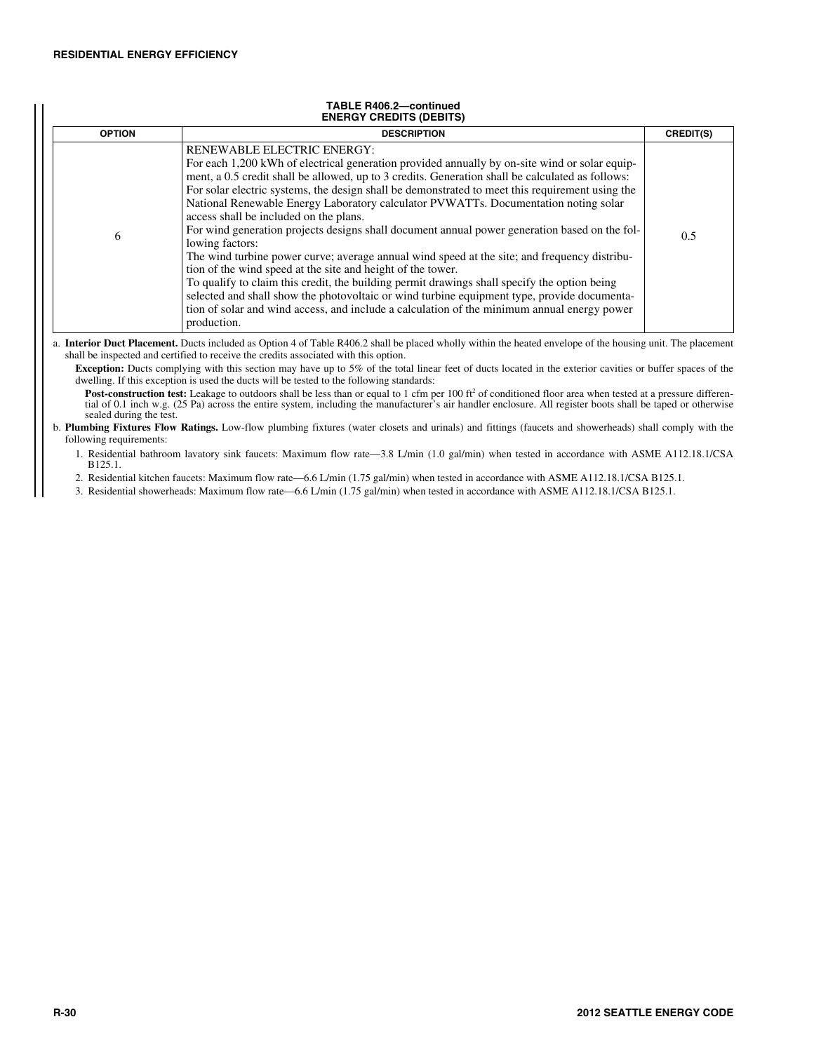**TABLE R406.2—continued**
**ENERGY CREDITS (DEBITS)**

| OPTION | DESCRIPTION | CREDIT(S) |
|---|---|---|
| 6 | RENEWABLE ELECTRIC ENERGY:<br>For each 1,200 kWh of electrical generation provided annually by on-site wind or solar equipment, a 0.5 credit shall be allowed, up to 3 credits. Generation shall be calculated as follows:<br>For solar electric systems, the design shall be demonstrated to meet this requirement using the National Renewable Energy Laboratory calculator PVWATTs. Documentation noting solar access shall be included on the plans.<br>For wind generation projects designs shall document annual power generation based on the following factors:<br>The wind turbine power curve; average annual wind speed at the site; and frequency distribution of the wind speed at the site and height of the tower.<br>To qualify to claim this credit, the building permit drawings shall specify the option being selected and shall show the photovoltaic or wind turbine equipment type, provide documentation of solar and wind access, and include a calculation of the minimum annual energy power production. | 0.5 |

a. **Interior Duct Placement.** Ducts included as Option 4 of Table R406.2 shall be placed wholly within the heated envelope of the housing unit. The placement shall be inspected and certified to receive the credits associated with this option.

**Exception:** Ducts complying with this section may have up to 5% of the total linear feet of ducts located in the exterior cavities or buffer spaces of the dwelling. If this exception is used the ducts will be tested to the following standards:

**Post-construction test:** Leakage to outdoors shall be less than or equal to 1 cfm per 100 ft$^2$ of conditioned floor area when tested at a pressure differential of 0.1 inch w.g. (25 Pa) across the entire system, including the manufacturer's air handler enclosure. All register boots shall be taped or otherwise sealed during the test.

b. **Plumbing Fixtures Flow Ratings.** Low-flow plumbing fixtures (water closets and urinals) and fittings (faucets and showerheads) shall comply with the following requirements:

1. Residential bathroom lavatory sink faucets: Maximum flow rate—3.8 L/min (1.0 gal/min) when tested in accordance with ASME A112.18.1/CSA B125.1.
2. Residential kitchen faucets: Maximum flow rate—6.6 L/min (1.75 gal/min) when tested in accordance with ASME A112.18.1/CSA B125.1.
3. Residential showerheads: Maximum flow rate—6.6 L/min (1.75 gal/min) when tested in accordance with ASME A112.18.1/CSA B125.1.